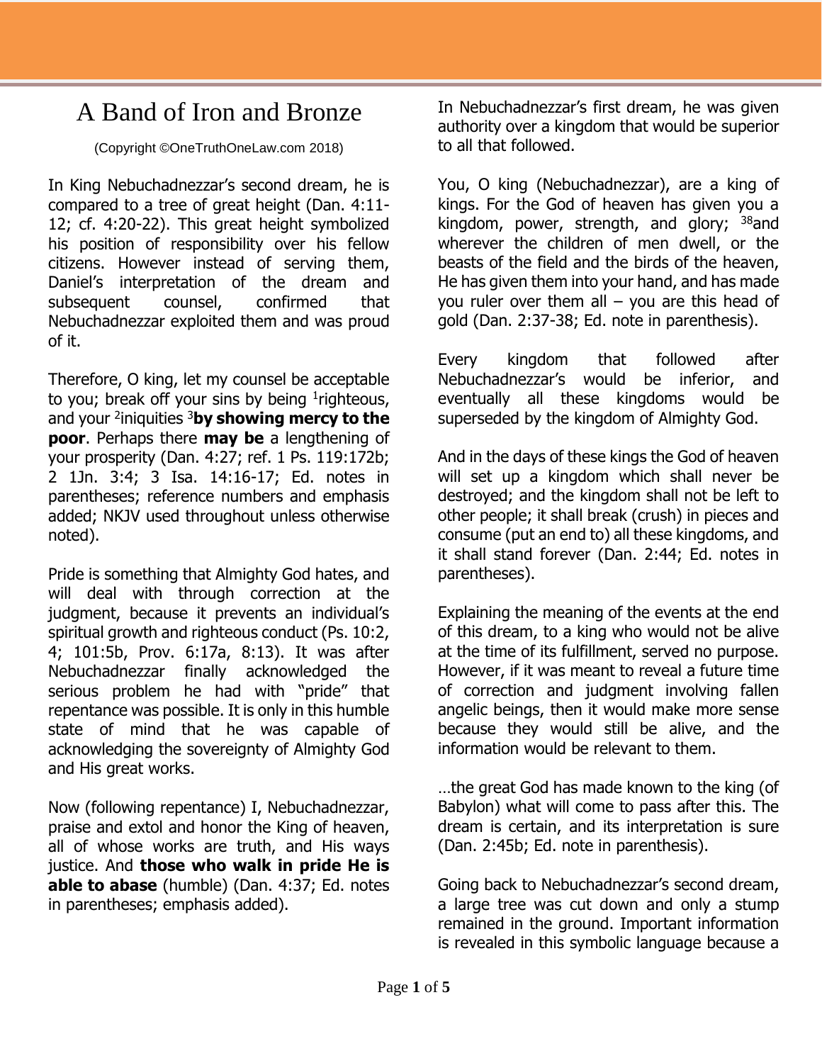# A Band of Iron and Bronze

(Copyright ©OneTruthOneLaw.com 2018)

In King Nebuchadnezzar's second dream, he is compared to a tree of great height (Dan. 4:11-12; cf. 4:20-22). This great height symbolized his position of responsibility over his fellow citizens. However instead of serving them, Daniel's interpretation of the dream and subsequent counsel, confirmed that Nebuchadnezzar exploited them and was proud of it.

Therefore, O king, let my counsel be acceptable to you; break off your sins by being [1]righteous, and your [2]iniquities [3]**by showing mercy to the poor**. Perhaps there **may be** a lengthening of your prosperity (Dan. 4:27; ref. 1 Ps. 119:172b; 2 1Jn. 3:4; 3 Isa. 14:16-17; Ed. notes in parentheses; reference numbers and emphasis added; NKJV used throughout unless otherwise noted).

Pride is something that Almighty God hates, and will deal with through correction at the judgment, because it prevents an individual's spiritual growth and righteous conduct (Ps. 10:2, 4; 101:5b, Prov. 6:17a, 8:13). It was after Nebuchadnezzar finally acknowledged the serious problem he had with "pride" that repentance was possible. It is only in this humble state of mind that he was capable of acknowledging the sovereignty of Almighty God and His great works.

Now (following repentance) I, Nebuchadnezzar, praise and extol and honor the King of heaven, all of whose works are truth, and His ways justice. And **those who walk in pride He is able to abase** (humble) (Dan. 4:37; Ed. notes in parentheses; emphasis added).

In Nebuchadnezzar's first dream, he was given authority over a kingdom that would be superior to all that followed.

You, O king (Nebuchadnezzar), are a king of kings. For the God of heaven has given you a kingdom, power, strength, and glory; [38]and wherever the children of men dwell, or the beasts of the field and the birds of the heaven, He has given them into your hand, and has made you ruler over them all – you are this head of gold (Dan. 2:37-38; Ed. note in parenthesis).

Every kingdom that followed after Nebuchadnezzar's would be inferior, and eventually all these kingdoms would be superseded by the kingdom of Almighty God.

And in the days of these kings the God of heaven will set up a kingdom which shall never be destroyed; and the kingdom shall not be left to other people; it shall break (crush) in pieces and consume (put an end to) all these kingdoms, and it shall stand forever (Dan. 2:44; Ed. notes in parentheses).

Explaining the meaning of the events at the end of this dream, to a king who would not be alive at the time of its fulfillment, served no purpose. However, if it was meant to reveal a future time of correction and judgment involving fallen angelic beings, then it would make more sense because they would still be alive, and the information would be relevant to them.

…the great God has made known to the king (of Babylon) what will come to pass after this. The dream is certain, and its interpretation is sure (Dan. 2:45b; Ed. note in parenthesis).

Going back to Nebuchadnezzar's second dream, a large tree was cut down and only a stump remained in the ground. Important information is revealed in this symbolic language because a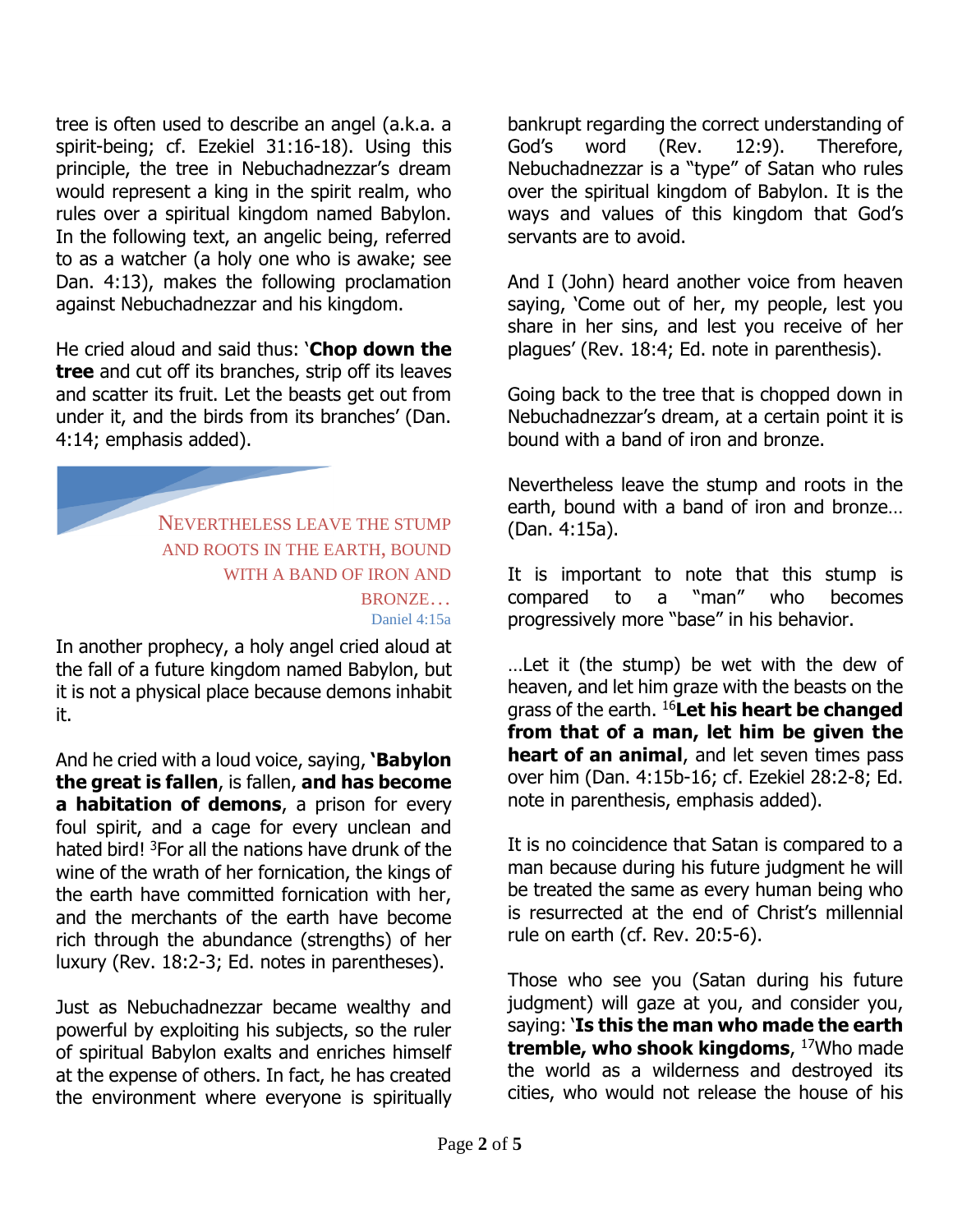tree is often used to describe an angel (a.k.a. a spirit-being; cf. Ezekiel 31:16-18). Using this principle, the tree in Nebuchadnezzar's dream would represent a king in the spirit realm, who rules over a spiritual kingdom named Babylon. In the following text, an angelic being, referred to as a watcher (a holy one who is awake; see Dan. 4:13), makes the following proclamation against Nebuchadnezzar and his kingdom.

He cried aloud and said thus: '**Chop down the tree** and cut off its branches, strip off its leaves and scatter its fruit. Let the beasts get out from under it, and the birds from its branches' (Dan. 4:14; emphasis added).

> NEVERTHELESS LEAVE THE STUMP AND ROOTS IN THE EARTH, BOUND WITH A BAND OF IRON AND BRONZE…
> Daniel 4:15a

In another prophecy, a holy angel cried aloud at the fall of a future kingdom named Babylon, but it is not a physical place because demons inhabit it.

And he cried with a loud voice, saying, **'Babylon the great is fallen**, is fallen, **and has become a habitation of demons**, a prison for every foul spirit, and a cage for every unclean and hated bird! [3]For all the nations have drunk of the wine of the wrath of her fornication, the kings of the earth have committed fornication with her, and the merchants of the earth have become rich through the abundance (strengths) of her luxury (Rev. 18:2-3; Ed. notes in parentheses).

Just as Nebuchadnezzar became wealthy and powerful by exploiting his subjects, so the ruler of spiritual Babylon exalts and enriches himself at the expense of others. In fact, he has created the environment where everyone is spiritually bankrupt regarding the correct understanding of God's word (Rev. 12:9). Therefore, Nebuchadnezzar is a "type" of Satan who rules over the spiritual kingdom of Babylon. It is the ways and values of this kingdom that God's servants are to avoid.

And I (John) heard another voice from heaven saying, 'Come out of her, my people, lest you share in her sins, and lest you receive of her plagues' (Rev. 18:4; Ed. note in parenthesis).

Going back to the tree that is chopped down in Nebuchadnezzar's dream, at a certain point it is bound with a band of iron and bronze.

Nevertheless leave the stump and roots in the earth, bound with a band of iron and bronze… (Dan. 4:15a).

It is important to note that this stump is compared to a "man" who becomes progressively more "base" in his behavior.

…Let it (the stump) be wet with the dew of heaven, and let him graze with the beasts on the grass of the earth. [16]**Let his heart be changed from that of a man, let him be given the heart of an animal**, and let seven times pass over him (Dan. 4:15b-16; cf. Ezekiel 28:2-8; Ed. note in parenthesis, emphasis added).

It is no coincidence that Satan is compared to a man because during his future judgment he will be treated the same as every human being who is resurrected at the end of Christ's millennial rule on earth (cf. Rev. 20:5-6).

Those who see you (Satan during his future judgment) will gaze at you, and consider you, saying: '**Is this the man who made the earth tremble, who shook kingdoms**, [17]Who made the world as a wilderness and destroyed its cities, who would not release the house of his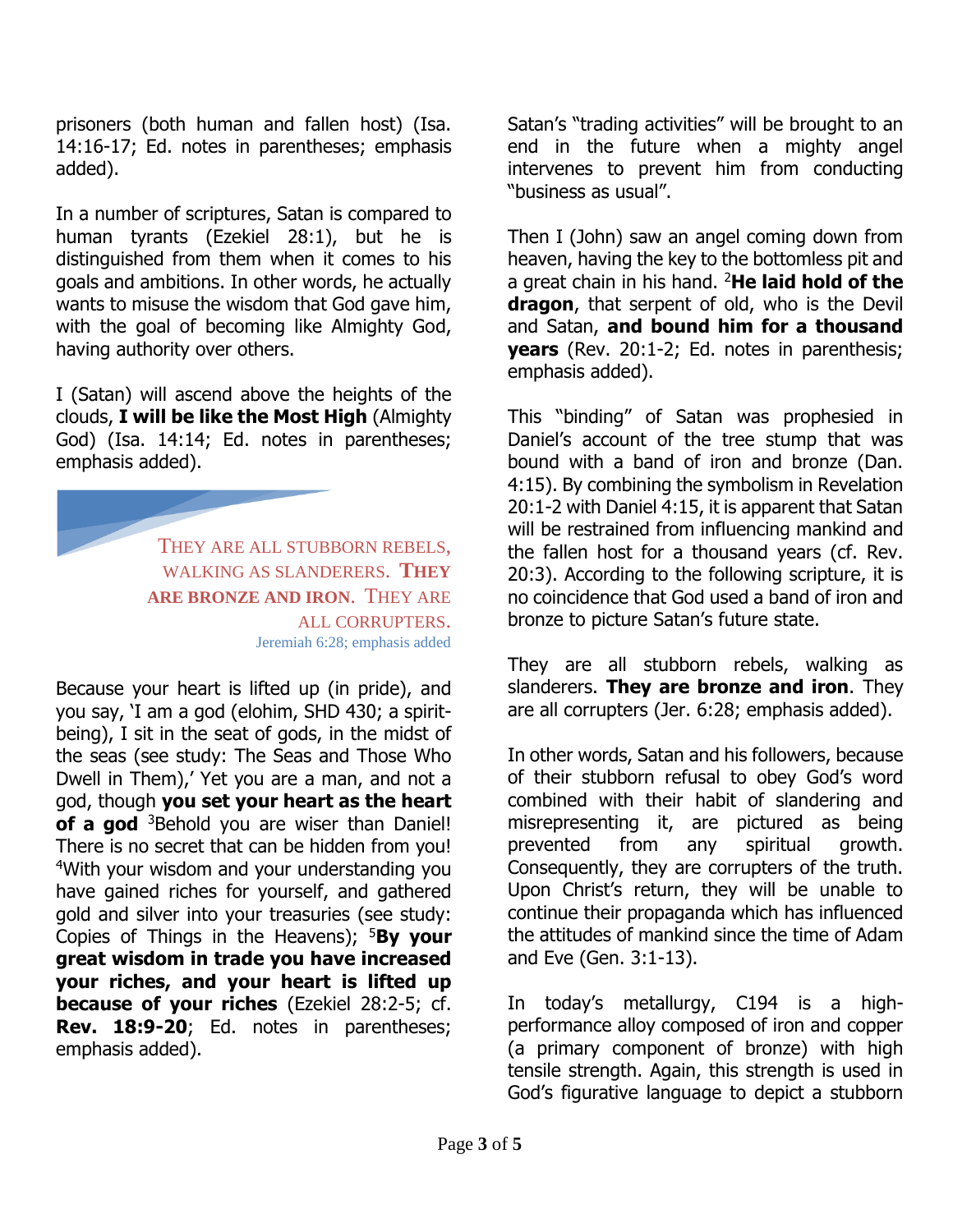prisoners (both human and fallen host) (Isa. 14:16-17; Ed. notes in parentheses; emphasis added).

In a number of scriptures, Satan is compared to human tyrants (Ezekiel 28:1), but he is distinguished from them when it comes to his goals and ambitions. In other words, he actually wants to misuse the wisdom that God gave him, with the goal of becoming like Almighty God, having authority over others.

I (Satan) will ascend above the heights of the clouds, **I will be like the Most High** (Almighty God) (Isa. 14:14; Ed. notes in parentheses; emphasis added).

> THEY ARE ALL STUBBORN REBELS, WALKING AS SLANDERERS. **THEY ARE BRONZE AND IRON**. THEY ARE ALL CORRUPTERS.
> Jeremiah 6:28; emphasis added

Because your heart is lifted up (in pride), and you say, 'I am a god (elohim, SHD 430; a spirit-being), I sit in the seat of gods, in the midst of the seas (see study: The Seas and Those Who Dwell in Them),' Yet you are a man, and not a god, though **you set your heart as the heart of a god** [3]Behold you are wiser than Daniel! There is no secret that can be hidden from you! [4]With your wisdom and your understanding you have gained riches for yourself, and gathered gold and silver into your treasuries (see study: Copies of Things in the Heavens); [5]**By your great wisdom in trade you have increased your riches, and your heart is lifted up because of your riches** (Ezekiel 28:2-5; cf. **Rev. 18:9-20**; Ed. notes in parentheses; emphasis added).

Satan's "trading activities" will be brought to an end in the future when a mighty angel intervenes to prevent him from conducting "business as usual".

Then I (John) saw an angel coming down from heaven, having the key to the bottomless pit and a great chain in his hand. [2]**He laid hold of the dragon**, that serpent of old, who is the Devil and Satan, **and bound him for a thousand years** (Rev. 20:1-2; Ed. notes in parenthesis; emphasis added).

This "binding" of Satan was prophesied in Daniel's account of the tree stump that was bound with a band of iron and bronze (Dan. 4:15). By combining the symbolism in Revelation 20:1-2 with Daniel 4:15, it is apparent that Satan will be restrained from influencing mankind and the fallen host for a thousand years (cf. Rev. 20:3). According to the following scripture, it is no coincidence that God used a band of iron and bronze to picture Satan's future state.

They are all stubborn rebels, walking as slanderers. **They are bronze and iron**. They are all corrupters (Jer. 6:28; emphasis added).

In other words, Satan and his followers, because of their stubborn refusal to obey God's word combined with their habit of slandering and misrepresenting it, are pictured as being prevented from any spiritual growth. Consequently, they are corrupters of the truth. Upon Christ's return, they will be unable to continue their propaganda which has influenced the attitudes of mankind since the time of Adam and Eve (Gen. 3:1-13).

In today's metallurgy, C194 is a high-performance alloy composed of iron and copper (a primary component of bronze) with high tensile strength. Again, this strength is used in God's figurative language to depict a stubborn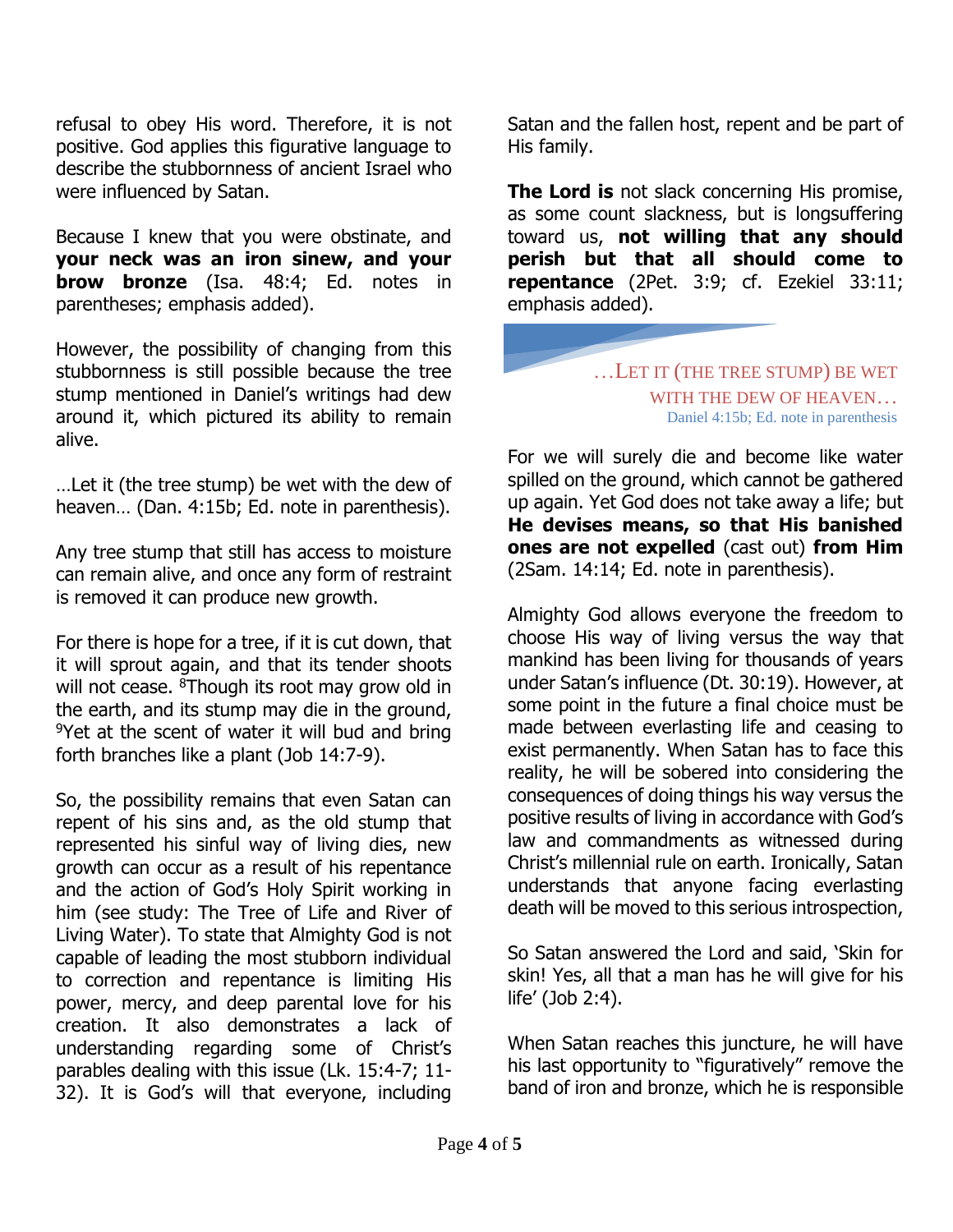refusal to obey His word. Therefore, it is not positive. God applies this figurative language to describe the stubbornness of ancient Israel who were influenced by Satan.

Because I knew that you were obstinate, and **your neck was an iron sinew, and your brow bronze** (Isa. 48:4; Ed. notes in parentheses; emphasis added).

However, the possibility of changing from this stubbornness is still possible because the tree stump mentioned in Daniel's writings had dew around it, which pictured its ability to remain alive.

…Let it (the tree stump) be wet with the dew of heaven… (Dan. 4:15b; Ed. note in parenthesis).

Any tree stump that still has access to moisture can remain alive, and once any form of restraint is removed it can produce new growth.

For there is hope for a tree, if it is cut down, that it will sprout again, and that its tender shoots will not cease. [8]Though its root may grow old in the earth, and its stump may die in the ground, [9]Yet at the scent of water it will bud and bring forth branches like a plant (Job 14:7-9).

So, the possibility remains that even Satan can repent of his sins and, as the old stump that represented his sinful way of living dies, new growth can occur as a result of his repentance and the action of God's Holy Spirit working in him (see study: The Tree of Life and River of Living Water). To state that Almighty God is not capable of leading the most stubborn individual to correction and repentance is limiting His power, mercy, and deep parental love for his creation. It also demonstrates a lack of understanding regarding some of Christ's parables dealing with this issue (Lk. 15:4-7; 11-32). It is God's will that everyone, including Satan and the fallen host, repent and be part of His family.

**The Lord is** not slack concerning His promise, as some count slackness, but is longsuffering toward us, **not willing that any should perish but that all should come to repentance** (2Pet. 3:9; cf. Ezekiel 33:11; emphasis added).

> …LET IT (THE TREE STUMP) BE WET WITH THE DEW OF HEAVEN…
> Daniel 4:15b; Ed. note in parenthesis

For we will surely die and become like water spilled on the ground, which cannot be gathered up again. Yet God does not take away a life; but **He devises means, so that His banished ones are not expelled** (cast out) **from Him** (2Sam. 14:14; Ed. note in parenthesis).

Almighty God allows everyone the freedom to choose His way of living versus the way that mankind has been living for thousands of years under Satan's influence (Dt. 30:19). However, at some point in the future a final choice must be made between everlasting life and ceasing to exist permanently. When Satan has to face this reality, he will be sobered into considering the consequences of doing things his way versus the positive results of living in accordance with God's law and commandments as witnessed during Christ's millennial rule on earth. Ironically, Satan understands that anyone facing everlasting death will be moved to this serious introspection,

So Satan answered the Lord and said, 'Skin for skin! Yes, all that a man has he will give for his life' (Job 2:4).

When Satan reaches this juncture, he will have his last opportunity to "figuratively" remove the band of iron and bronze, which he is responsible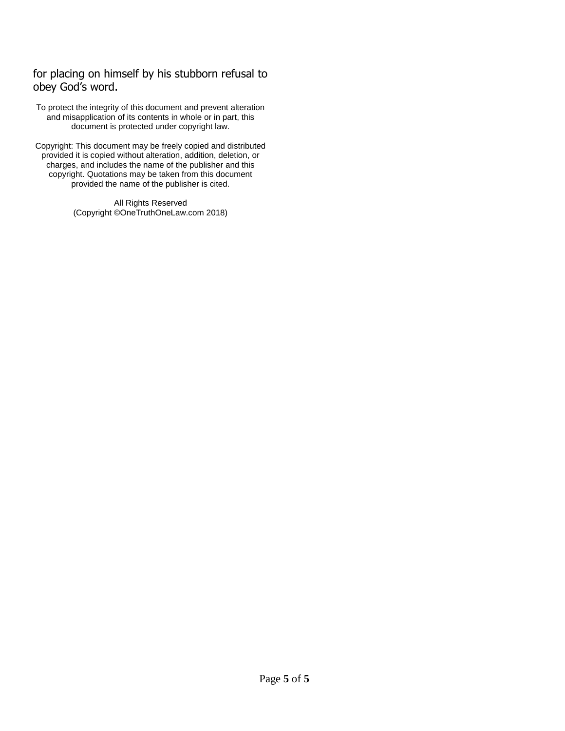for placing on himself by his stubborn refusal to obey God's word.

To protect the integrity of this document and prevent alteration and misapplication of its contents in whole or in part, this document is protected under copyright law.

Copyright: This document may be freely copied and distributed provided it is copied without alteration, addition, deletion, or charges, and includes the name of the publisher and this copyright. Quotations may be taken from this document provided the name of the publisher is cited.

All Rights Reserved
(Copyright ©OneTruthOneLaw.com 2018)